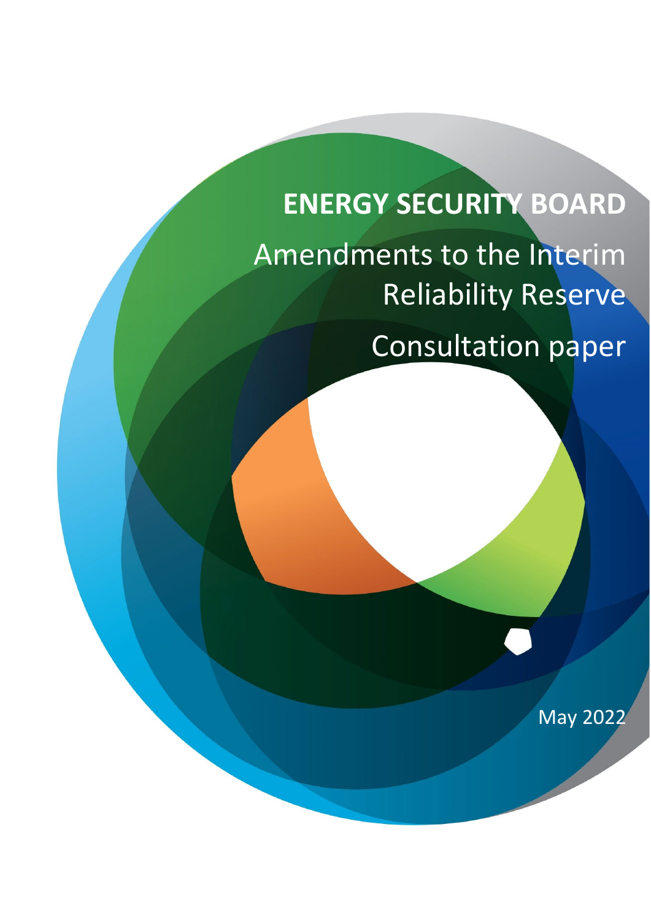# ENERGY SECURITY BOARD

## Amendments to the Interim Reliability Reserve

## Consultation paper

May 2022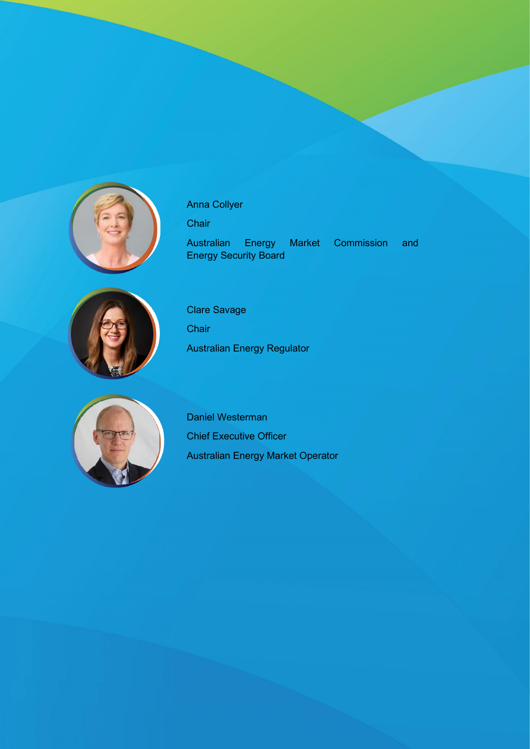Anna Collyer

Chair

Australian Energy Market Commission and Energy Security Board

Clare Savage

Chair

Australian Energy Regulator

Daniel Westerman

Chief Executive Officer

Australian Energy Market Operator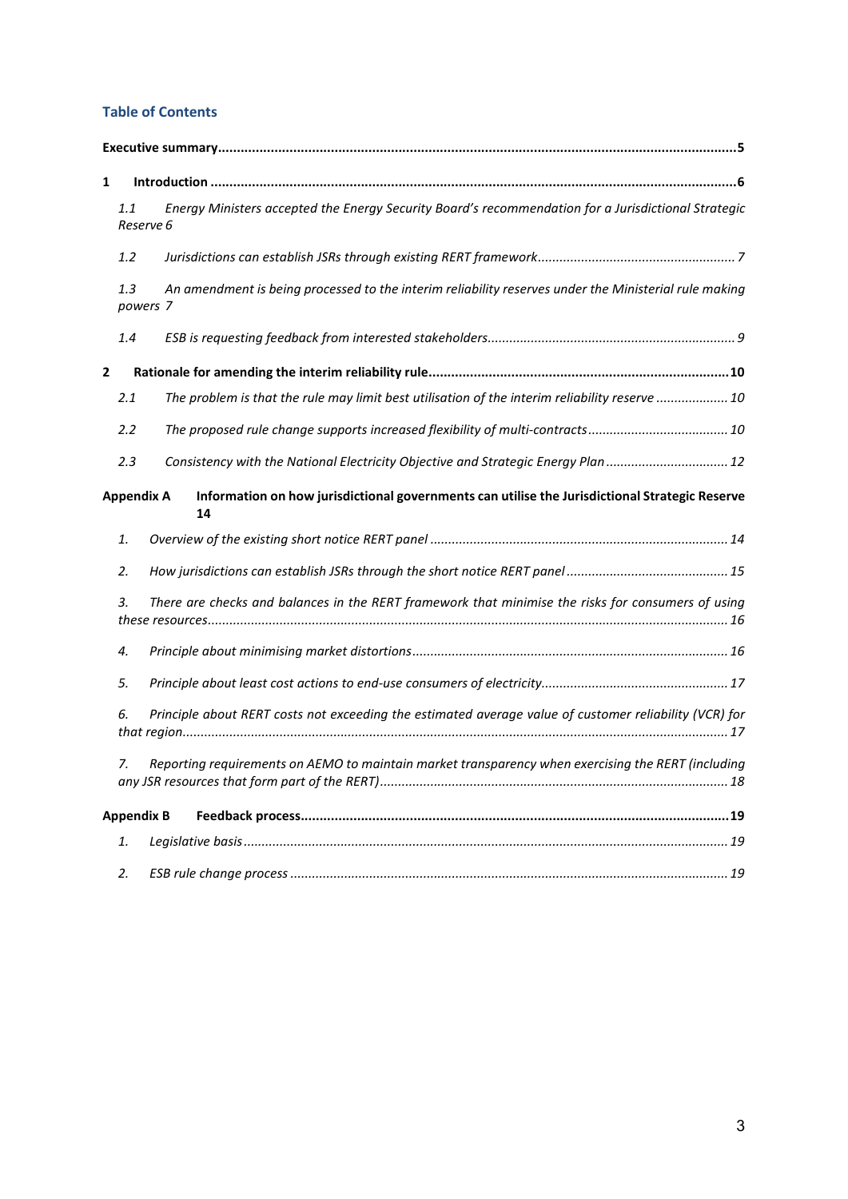## Table of Contents

**Executive summary** ... **5**

**1 Introduction** ... **6**

- *1.1 Energy Ministers accepted the Energy Security Board's recommendation for a Jurisdictional Strategic Reserve* 6
- *1.2 Jurisdictions can establish JSRs through existing RERT framework* ... 7
- *1.3 An amendment is being processed to the interim reliability reserves under the Ministerial rule making powers* 7
- *1.4 ESB is requesting feedback from interested stakeholders* ... 9

**2 Rationale for amending the interim reliability rule** ... **10**

- *2.1 The problem is that the rule may limit best utilisation of the interim reliability reserve* ... 10
- *2.2 The proposed rule change supports increased flexibility of multi-contracts* ... 10
- *2.3 Consistency with the National Electricity Objective and Strategic Energy Plan* ... 12

**Appendix A Information on how jurisdictional governments can utilise the Jurisdictional Strategic Reserve** **14**

- *1. Overview of the existing short notice RERT panel* ... 14
- *2. How jurisdictions can establish JSRs through the short notice RERT panel* ... 15
- *3. There are checks and balances in the RERT framework that minimise the risks for consumers of using these resources* ... 16
- *4. Principle about minimising market distortions* ... 16
- *5. Principle about least cost actions to end-use consumers of electricity* ... 17
- *6. Principle about RERT costs not exceeding the estimated average value of customer reliability (VCR) for that region* ... 17
- *7. Reporting requirements on AEMO to maintain market transparency when exercising the RERT (including any JSR resources that form part of the RERT)* ... 18

**Appendix B Feedback process** ... **19**

- *1. Legislative basis* ... 19
- *2. ESB rule change process* ... 19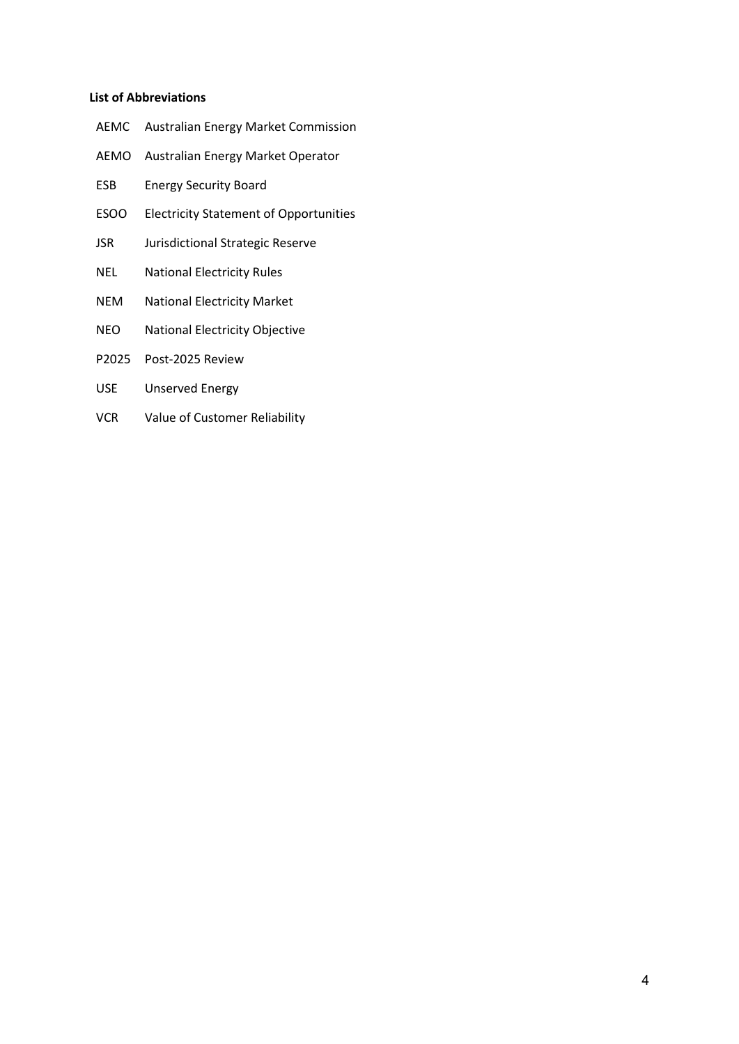**List of Abbreviations**

| | |
|---|---|
| AEMC | Australian Energy Market Commission |
| AEMO | Australian Energy Market Operator |
| ESB | Energy Security Board |
| ESOO | Electricity Statement of Opportunities |
| JSR | Jurisdictional Strategic Reserve |
| NEL | National Electricity Rules |
| NEM | National Electricity Market |
| NEO | National Electricity Objective |
| P2025 | Post-2025 Review |
| USE | Unserved Energy |
| VCR | Value of Customer Reliability |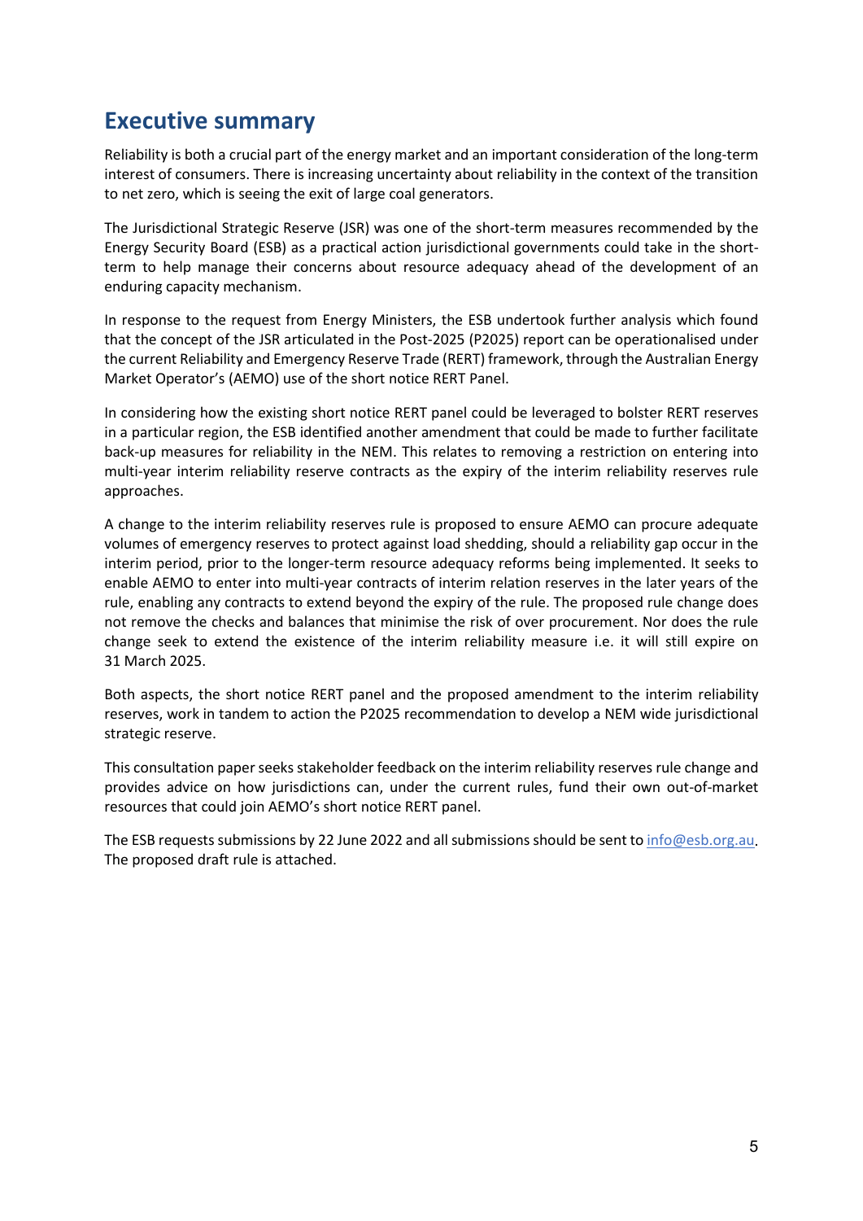## Executive summary

Reliability is both a crucial part of the energy market and an important consideration of the long-term interest of consumers. There is increasing uncertainty about reliability in the context of the transition to net zero, which is seeing the exit of large coal generators.

The Jurisdictional Strategic Reserve (JSR) was one of the short-term measures recommended by the Energy Security Board (ESB) as a practical action jurisdictional governments could take in the short-term to help manage their concerns about resource adequacy ahead of the development of an enduring capacity mechanism.

In response to the request from Energy Ministers, the ESB undertook further analysis which found that the concept of the JSR articulated in the Post-2025 (P2025) report can be operationalised under the current Reliability and Emergency Reserve Trade (RERT) framework, through the Australian Energy Market Operator's (AEMO) use of the short notice RERT Panel.

In considering how the existing short notice RERT panel could be leveraged to bolster RERT reserves in a particular region, the ESB identified another amendment that could be made to further facilitate back-up measures for reliability in the NEM. This relates to removing a restriction on entering into multi-year interim reliability reserve contracts as the expiry of the interim reliability reserves rule approaches.

A change to the interim reliability reserves rule is proposed to ensure AEMO can procure adequate volumes of emergency reserves to protect against load shedding, should a reliability gap occur in the interim period, prior to the longer-term resource adequacy reforms being implemented. It seeks to enable AEMO to enter into multi-year contracts of interim relation reserves in the later years of the rule, enabling any contracts to extend beyond the expiry of the rule. The proposed rule change does not remove the checks and balances that minimise the risk of over procurement. Nor does the rule change seek to extend the existence of the interim reliability measure i.e. it will still expire on 31 March 2025.

Both aspects, the short notice RERT panel and the proposed amendment to the interim reliability reserves, work in tandem to action the P2025 recommendation to develop a NEM wide jurisdictional strategic reserve.

This consultation paper seeks stakeholder feedback on the interim reliability reserves rule change and provides advice on how jurisdictions can, under the current rules, fund their own out-of-market resources that could join AEMO's short notice RERT panel.

The ESB requests submissions by 22 June 2022 and all submissions should be sent to info@esb.org.au. The proposed draft rule is attached.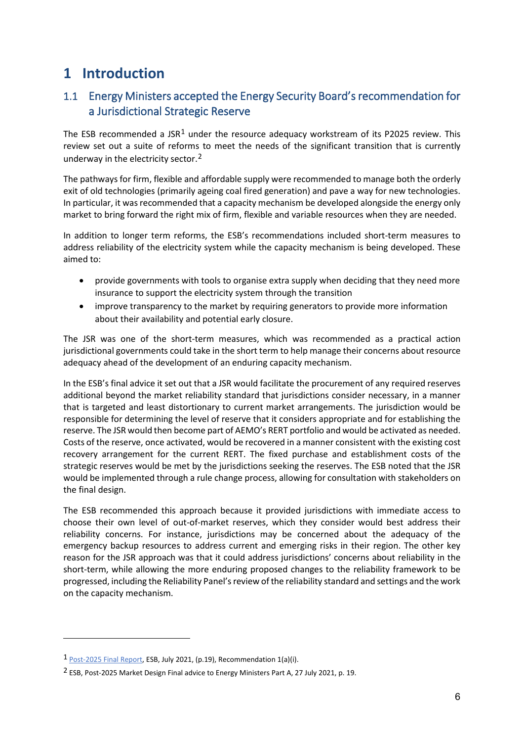# 1 Introduction

## 1.1 Energy Ministers accepted the Energy Security Board's recommendation for a Jurisdictional Strategic Reserve

The ESB recommended a JSR[1] under the resource adequacy workstream of its P2025 review. This review set out a suite of reforms to meet the needs of the significant transition that is currently underway in the electricity sector.[2]

The pathways for firm, flexible and affordable supply were recommended to manage both the orderly exit of old technologies (primarily ageing coal fired generation) and pave a way for new technologies. In particular, it was recommended that a capacity mechanism be developed alongside the energy only market to bring forward the right mix of firm, flexible and variable resources when they are needed.

In addition to longer term reforms, the ESB's recommendations included short-term measures to address reliability of the electricity system while the capacity mechanism is being developed. These aimed to:

- provide governments with tools to organise extra supply when deciding that they need more insurance to support the electricity system through the transition
- improve transparency to the market by requiring generators to provide more information about their availability and potential early closure.

The JSR was one of the short-term measures, which was recommended as a practical action jurisdictional governments could take in the short term to help manage their concerns about resource adequacy ahead of the development of an enduring capacity mechanism.

In the ESB's final advice it set out that a JSR would facilitate the procurement of any required reserves additional beyond the market reliability standard that jurisdictions consider necessary, in a manner that is targeted and least distortionary to current market arrangements. The jurisdiction would be responsible for determining the level of reserve that it considers appropriate and for establishing the reserve. The JSR would then become part of AEMO's RERT portfolio and would be activated as needed. Costs of the reserve, once activated, would be recovered in a manner consistent with the existing cost recovery arrangement for the current RERT. The fixed purchase and establishment costs of the strategic reserves would be met by the jurisdictions seeking the reserves. The ESB noted that the JSR would be implemented through a rule change process, allowing for consultation with stakeholders on the final design.

The ESB recommended this approach because it provided jurisdictions with immediate access to choose their own level of out-of-market reserves, which they consider would best address their reliability concerns. For instance, jurisdictions may be concerned about the adequacy of the emergency backup resources to address current and emerging risks in their region. The other key reason for the JSR approach was that it could address jurisdictions' concerns about reliability in the short-term, while allowing the more enduring proposed changes to the reliability framework to be progressed, including the Reliability Panel's review of the reliability standard and settings and the work on the capacity mechanism.

---

[1] Post-2025 Final Report, ESB, July 2021, (p.19), Recommendation 1(a)(i).

[2] ESB, Post-2025 Market Design Final advice to Energy Ministers Part A, 27 July 2021, p. 19.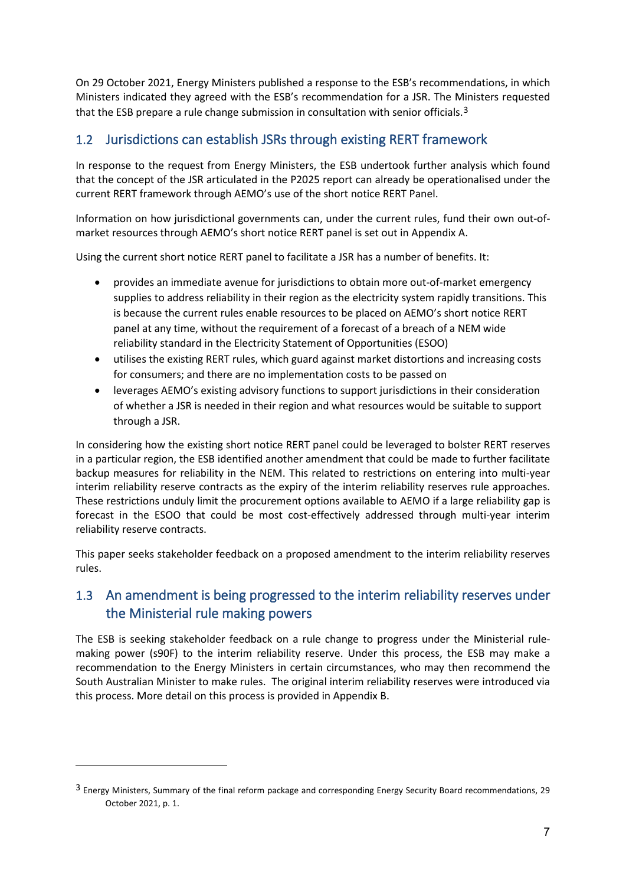On 29 October 2021, Energy Ministers published a response to the ESB's recommendations, in which Ministers indicated they agreed with the ESB's recommendation for a JSR. The Ministers requested that the ESB prepare a rule change submission in consultation with senior officials.[3]

## 1.2 Jurisdictions can establish JSRs through existing RERT framework

In response to the request from Energy Ministers, the ESB undertook further analysis which found that the concept of the JSR articulated in the P2025 report can already be operationalised under the current RERT framework through AEMO's use of the short notice RERT Panel.

Information on how jurisdictional governments can, under the current rules, fund their own out-of-market resources through AEMO's short notice RERT panel is set out in Appendix A.

Using the current short notice RERT panel to facilitate a JSR has a number of benefits. It:

- provides an immediate avenue for jurisdictions to obtain more out-of-market emergency supplies to address reliability in their region as the electricity system rapidly transitions. This is because the current rules enable resources to be placed on AEMO's short notice RERT panel at any time, without the requirement of a forecast of a breach of a NEM wide reliability standard in the Electricity Statement of Opportunities (ESOO)
- utilises the existing RERT rules, which guard against market distortions and increasing costs for consumers; and there are no implementation costs to be passed on
- leverages AEMO's existing advisory functions to support jurisdictions in their consideration of whether a JSR is needed in their region and what resources would be suitable to support through a JSR.

In considering how the existing short notice RERT panel could be leveraged to bolster RERT reserves in a particular region, the ESB identified another amendment that could be made to further facilitate backup measures for reliability in the NEM. This related to restrictions on entering into multi-year interim reliability reserve contracts as the expiry of the interim reliability reserves rule approaches. These restrictions unduly limit the procurement options available to AEMO if a large reliability gap is forecast in the ESOO that could be most cost-effectively addressed through multi-year interim reliability reserve contracts.

This paper seeks stakeholder feedback on a proposed amendment to the interim reliability reserves rules.

## 1.3 An amendment is being progressed to the interim reliability reserves under the Ministerial rule making powers

The ESB is seeking stakeholder feedback on a rule change to progress under the Ministerial rule-making power (s90F) to the interim reliability reserve. Under this process, the ESB may make a recommendation to the Energy Ministers in certain circumstances, who may then recommend the South Australian Minister to make rules. The original interim reliability reserves were introduced via this process. More detail on this process is provided in Appendix B.

---

[3] Energy Ministers, Summary of the final reform package and corresponding Energy Security Board recommendations, 29 October 2021, p. 1.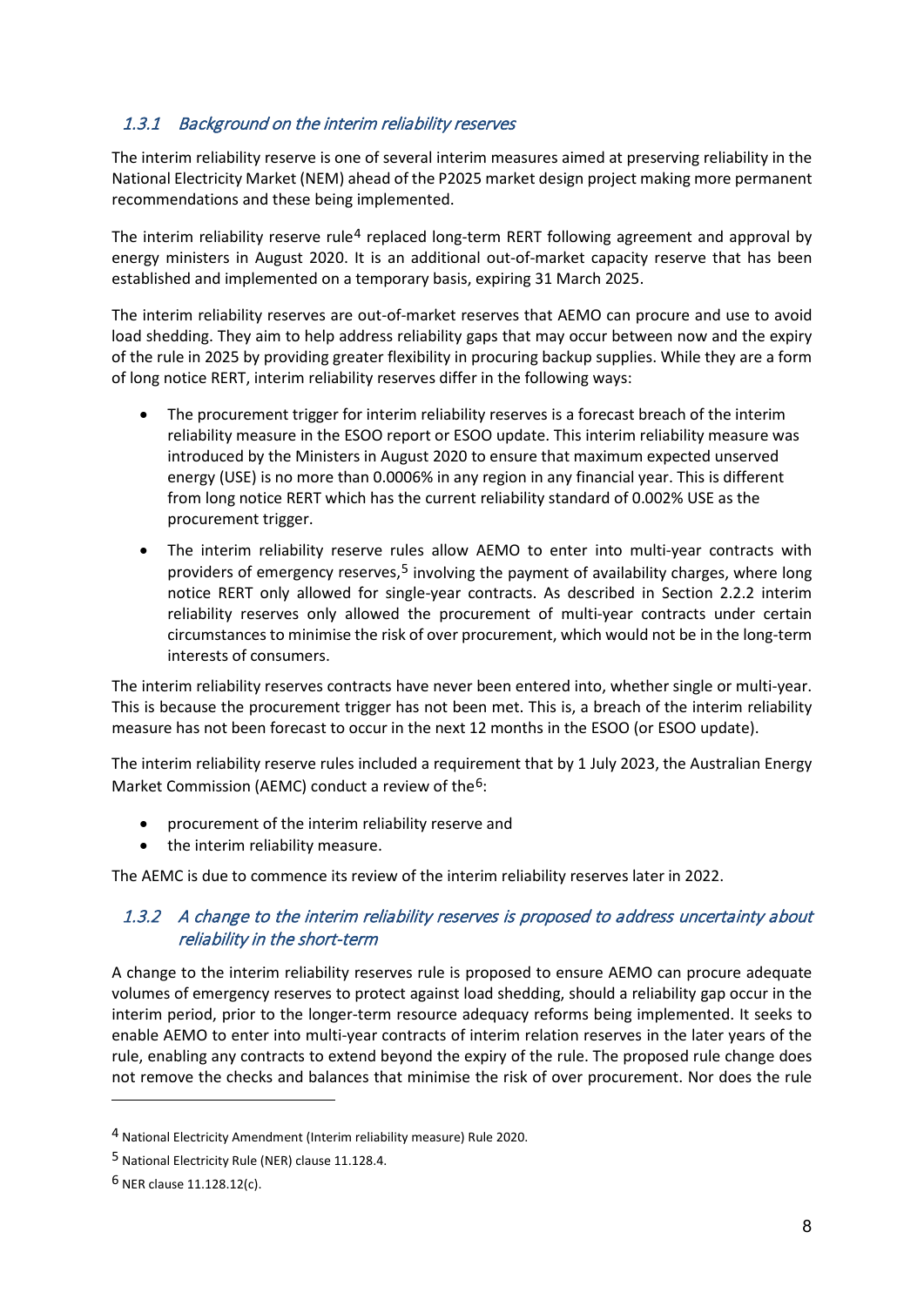### *1.3.1 Background on the interim reliability reserves*

The interim reliability reserve is one of several interim measures aimed at preserving reliability in the National Electricity Market (NEM) ahead of the P2025 market design project making more permanent recommendations and these being implemented.

The interim reliability reserve rule[4] replaced long-term RERT following agreement and approval by energy ministers in August 2020. It is an additional out-of-market capacity reserve that has been established and implemented on a temporary basis, expiring 31 March 2025.

The interim reliability reserves are out-of-market reserves that AEMO can procure and use to avoid load shedding. They aim to help address reliability gaps that may occur between now and the expiry of the rule in 2025 by providing greater flexibility in procuring backup supplies. While they are a form of long notice RERT, interim reliability reserves differ in the following ways:

- The procurement trigger for interim reliability reserves is a forecast breach of the interim reliability measure in the ESOO report or ESOO update. This interim reliability measure was introduced by the Ministers in August 2020 to ensure that maximum expected unserved energy (USE) is no more than 0.0006% in any region in any financial year. This is different from long notice RERT which has the current reliability standard of 0.002% USE as the procurement trigger.
- The interim reliability reserve rules allow AEMO to enter into multi-year contracts with providers of emergency reserves,[5] involving the payment of availability charges, where long notice RERT only allowed for single-year contracts. As described in Section 2.2.2 interim reliability reserves only allowed the procurement of multi-year contracts under certain circumstances to minimise the risk of over procurement, which would not be in the long-term interests of consumers.

The interim reliability reserves contracts have never been entered into, whether single or multi-year. This is because the procurement trigger has not been met. This is, a breach of the interim reliability measure has not been forecast to occur in the next 12 months in the ESOO (or ESOO update).

The interim reliability reserve rules included a requirement that by 1 July 2023, the Australian Energy Market Commission (AEMC) conduct a review of the[6]:

- procurement of the interim reliability reserve and
- the interim reliability measure.

The AEMC is due to commence its review of the interim reliability reserves later in 2022.

### *1.3.2 A change to the interim reliability reserves is proposed to address uncertainty about reliability in the short-term*

A change to the interim reliability reserves rule is proposed to ensure AEMO can procure adequate volumes of emergency reserves to protect against load shedding, should a reliability gap occur in the interim period, prior to the longer-term resource adequacy reforms being implemented. It seeks to enable AEMO to enter into multi-year contracts of interim relation reserves in the later years of the rule, enabling any contracts to extend beyond the expiry of the rule. The proposed rule change does not remove the checks and balances that minimise the risk of over procurement. Nor does the rule

---

[4] National Electricity Amendment (Interim reliability measure) Rule 2020.

[5] National Electricity Rule (NER) clause 11.128.4.

[6] NER clause 11.128.12(c).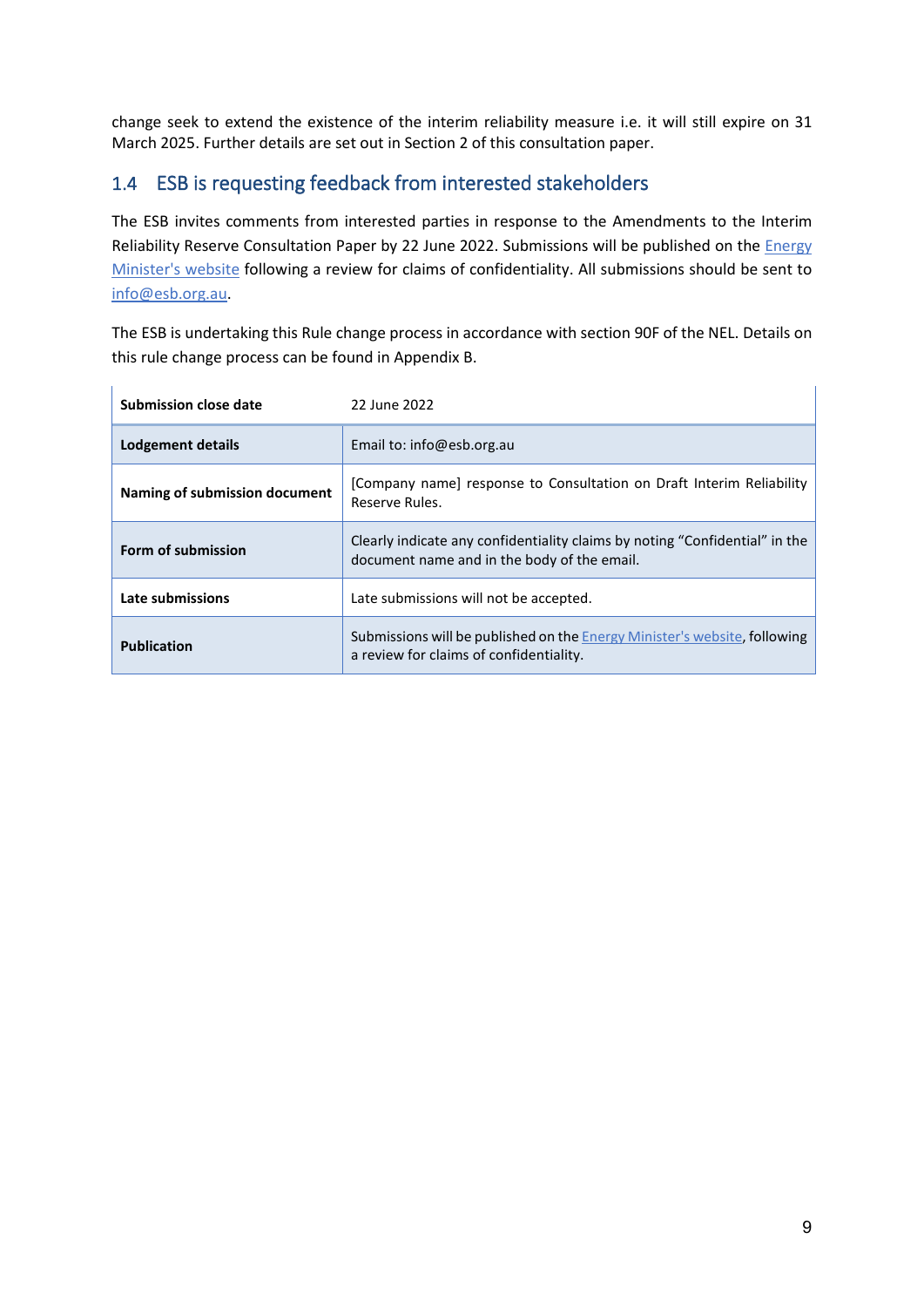change seek to extend the existence of the interim reliability measure i.e. it will still expire on 31 March 2025. Further details are set out in Section 2 of this consultation paper.

## 1.4 ESB is requesting feedback from interested stakeholders

The ESB invites comments from interested parties in response to the Amendments to the Interim Reliability Reserve Consultation Paper by 22 June 2022. Submissions will be published on the Energy Minister's website following a review for claims of confidentiality. All submissions should be sent to info@esb.org.au.

The ESB is undertaking this Rule change process in accordance with section 90F of the NEL. Details on this rule change process can be found in Appendix B.

| | |
|---|---|
| **Submission close date** | 22 June 2022 |
| **Lodgement details** | Email to: info@esb.org.au |
| **Naming of submission document** | [Company name] response to Consultation on Draft Interim Reliability Reserve Rules. |
| **Form of submission** | Clearly indicate any confidentiality claims by noting "Confidential" in the document name and in the body of the email. |
| **Late submissions** | Late submissions will not be accepted. |
| **Publication** | Submissions will be published on the Energy Minister's website, following a review for claims of confidentiality. |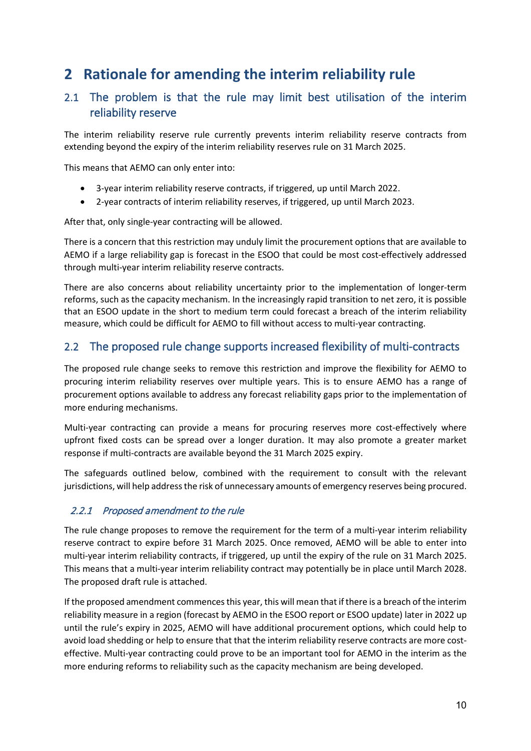# 2 Rationale for amending the interim reliability rule

## 2.1 The problem is that the rule may limit best utilisation of the interim reliability reserve

The interim reliability reserve rule currently prevents interim reliability reserve contracts from extending beyond the expiry of the interim reliability reserves rule on 31 March 2025.

This means that AEMO can only enter into:

- 3-year interim reliability reserve contracts, if triggered, up until March 2022.
- 2-year contracts of interim reliability reserves, if triggered, up until March 2023.

After that, only single-year contracting will be allowed.

There is a concern that this restriction may unduly limit the procurement options that are available to AEMO if a large reliability gap is forecast in the ESOO that could be most cost-effectively addressed through multi-year interim reliability reserve contracts.

There are also concerns about reliability uncertainty prior to the implementation of longer-term reforms, such as the capacity mechanism. In the increasingly rapid transition to net zero, it is possible that an ESOO update in the short to medium term could forecast a breach of the interim reliability measure, which could be difficult for AEMO to fill without access to multi-year contracting.

## 2.2 The proposed rule change supports increased flexibility of multi-contracts

The proposed rule change seeks to remove this restriction and improve the flexibility for AEMO to procuring interim reliability reserves over multiple years. This is to ensure AEMO has a range of procurement options available to address any forecast reliability gaps prior to the implementation of more enduring mechanisms.

Multi-year contracting can provide a means for procuring reserves more cost-effectively where upfront fixed costs can be spread over a longer duration. It may also promote a greater market response if multi-contracts are available beyond the 31 March 2025 expiry.

The safeguards outlined below, combined with the requirement to consult with the relevant jurisdictions, will help address the risk of unnecessary amounts of emergency reserves being procured.

### *2.2.1 Proposed amendment to the rule*

The rule change proposes to remove the requirement for the term of a multi-year interim reliability reserve contract to expire before 31 March 2025. Once removed, AEMO will be able to enter into multi-year interim reliability contracts, if triggered, up until the expiry of the rule on 31 March 2025. This means that a multi-year interim reliability contract may potentially be in place until March 2028. The proposed draft rule is attached.

If the proposed amendment commences this year, this will mean that if there is a breach of the interim reliability measure in a region (forecast by AEMO in the ESOO report or ESOO update) later in 2022 up until the rule's expiry in 2025, AEMO will have additional procurement options, which could help to avoid load shedding or help to ensure that that the interim reliability reserve contracts are more cost-effective. Multi-year contracting could prove to be an important tool for AEMO in the interim as the more enduring reforms to reliability such as the capacity mechanism are being developed.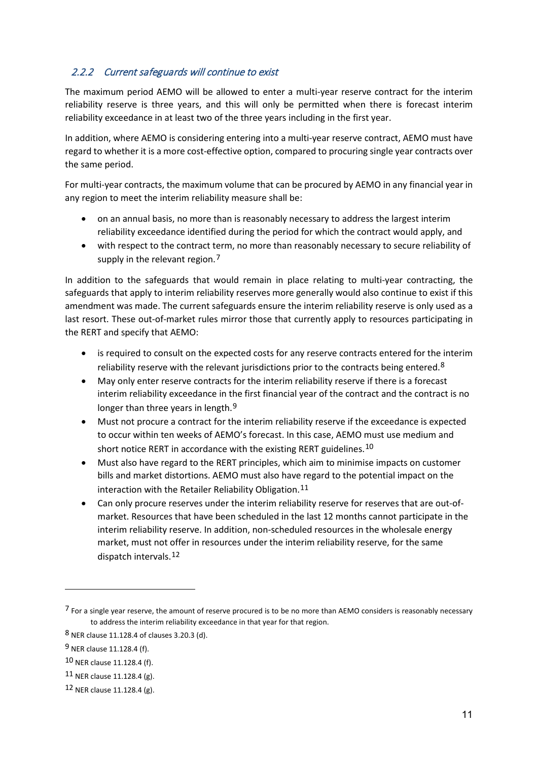### 2.2.2 *Current safeguards will continue to exist*

The maximum period AEMO will be allowed to enter a multi-year reserve contract for the interim reliability reserve is three years, and this will only be permitted when there is forecast interim reliability exceedance in at least two of the three years including in the first year.

In addition, where AEMO is considering entering into a multi-year reserve contract, AEMO must have regard to whether it is a more cost-effective option, compared to procuring single year contracts over the same period.

For multi-year contracts, the maximum volume that can be procured by AEMO in any financial year in any region to meet the interim reliability measure shall be:

- on an annual basis, no more than is reasonably necessary to address the largest interim reliability exceedance identified during the period for which the contract would apply, and
- with respect to the contract term, no more than reasonably necessary to secure reliability of supply in the relevant region.[7]

In addition to the safeguards that would remain in place relating to multi-year contracting, the safeguards that apply to interim reliability reserves more generally would also continue to exist if this amendment was made. The current safeguards ensure the interim reliability reserve is only used as a last resort. These out-of-market rules mirror those that currently apply to resources participating in the RERT and specify that AEMO:

- is required to consult on the expected costs for any reserve contracts entered for the interim reliability reserve with the relevant jurisdictions prior to the contracts being entered.[8]
- May only enter reserve contracts for the interim reliability reserve if there is a forecast interim reliability exceedance in the first financial year of the contract and the contract is no longer than three years in length.[9]
- Must not procure a contract for the interim reliability reserve if the exceedance is expected to occur within ten weeks of AEMO's forecast. In this case, AEMO must use medium and short notice RERT in accordance with the existing RERT guidelines.[10]
- Must also have regard to the RERT principles, which aim to minimise impacts on customer bills and market distortions. AEMO must also have regard to the potential impact on the interaction with the Retailer Reliability Obligation.[11]
- Can only procure reserves under the interim reliability reserve for reserves that are out-of-market. Resources that have been scheduled in the last 12 months cannot participate in the interim reliability reserve. In addition, non-scheduled resources in the wholesale energy market, must not offer in resources under the interim reliability reserve, for the same dispatch intervals.[12]

---

[7] For a single year reserve, the amount of reserve procured is to be no more than AEMO considers is reasonably necessary to address the interim reliability exceedance in that year for that region.

[8] NER clause 11.128.4 of clauses 3.20.3 (d).

[9] NER clause 11.128.4 (f).

[10] NER clause 11.128.4 (f).

[11] NER clause 11.128.4 (g).

[12] NER clause 11.128.4 (g).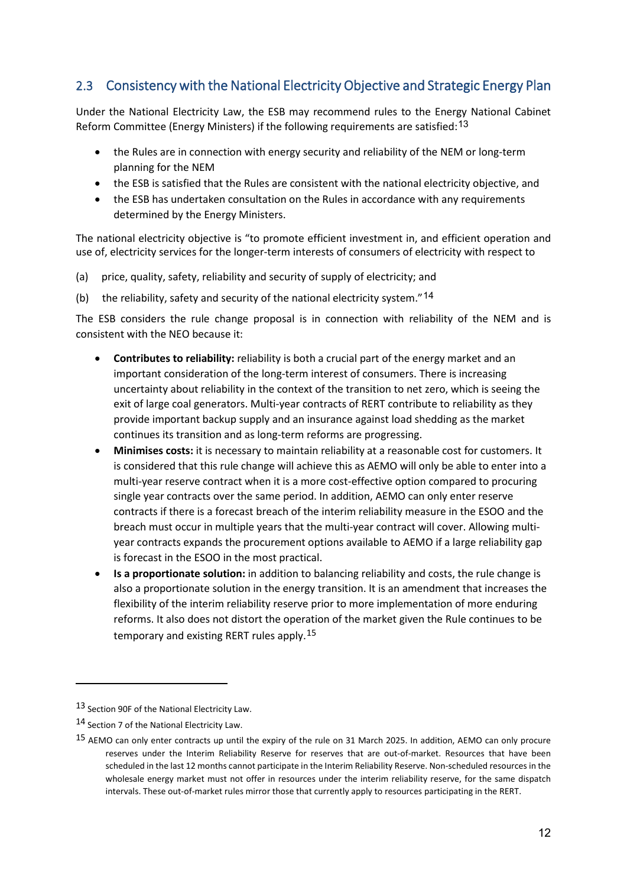## 2.3 Consistency with the National Electricity Objective and Strategic Energy Plan

Under the National Electricity Law, the ESB may recommend rules to the Energy National Cabinet Reform Committee (Energy Ministers) if the following requirements are satisfied:[13]

- the Rules are in connection with energy security and reliability of the NEM or long-term planning for the NEM
- the ESB is satisfied that the Rules are consistent with the national electricity objective, and
- the ESB has undertaken consultation on the Rules in accordance with any requirements determined by the Energy Ministers.

The national electricity objective is "to promote efficient investment in, and efficient operation and use of, electricity services for the longer-term interests of consumers of electricity with respect to

(a) price, quality, safety, reliability and security of supply of electricity; and

(b) the reliability, safety and security of the national electricity system."[14]

The ESB considers the rule change proposal is in connection with reliability of the NEM and is consistent with the NEO because it:

- **Contributes to reliability:** reliability is both a crucial part of the energy market and an important consideration of the long-term interest of consumers. There is increasing uncertainty about reliability in the context of the transition to net zero, which is seeing the exit of large coal generators. Multi-year contracts of RERT contribute to reliability as they provide important backup supply and an insurance against load shedding as the market continues its transition and as long-term reforms are progressing.
- **Minimises costs:** it is necessary to maintain reliability at a reasonable cost for customers. It is considered that this rule change will achieve this as AEMO will only be able to enter into a multi-year reserve contract when it is a more cost-effective option compared to procuring single year contracts over the same period. In addition, AEMO can only enter reserve contracts if there is a forecast breach of the interim reliability measure in the ESOO and the breach must occur in multiple years that the multi-year contract will cover. Allowing multi-year contracts expands the procurement options available to AEMO if a large reliability gap is forecast in the ESOO in the most practical.
- **Is a proportionate solution:** in addition to balancing reliability and costs, the rule change is also a proportionate solution in the energy transition. It is an amendment that increases the flexibility of the interim reliability reserve prior to more implementation of more enduring reforms. It also does not distort the operation of the market given the Rule continues to be temporary and existing RERT rules apply.[15]

---

[13] Section 90F of the National Electricity Law.

[14] Section 7 of the National Electricity Law.

[15] AEMO can only enter contracts up until the expiry of the rule on 31 March 2025. In addition, AEMO can only procure reserves under the Interim Reliability Reserve for reserves that are out-of-market. Resources that have been scheduled in the last 12 months cannot participate in the Interim Reliability Reserve. Non-scheduled resources in the wholesale energy market must not offer in resources under the interim reliability reserve, for the same dispatch intervals. These out-of-market rules mirror those that currently apply to resources participating in the RERT.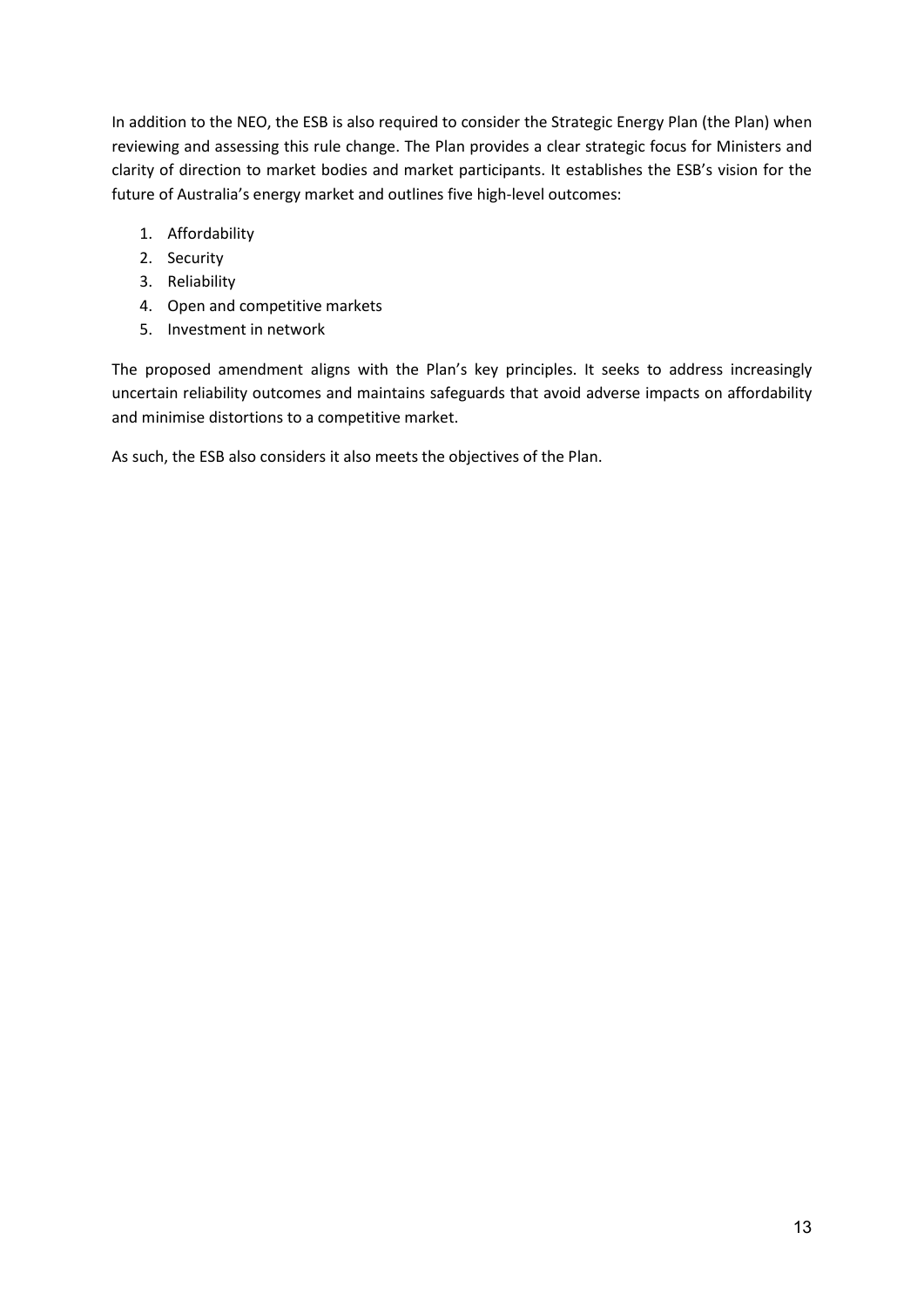In addition to the NEO, the ESB is also required to consider the Strategic Energy Plan (the Plan) when reviewing and assessing this rule change. The Plan provides a clear strategic focus for Ministers and clarity of direction to market bodies and market participants. It establishes the ESB's vision for the future of Australia's energy market and outlines five high-level outcomes:

1. Affordability
2. Security
3. Reliability
4. Open and competitive markets
5. Investment in network

The proposed amendment aligns with the Plan's key principles. It seeks to address increasingly uncertain reliability outcomes and maintains safeguards that avoid adverse impacts on affordability and minimise distortions to a competitive market.

As such, the ESB also considers it also meets the objectives of the Plan.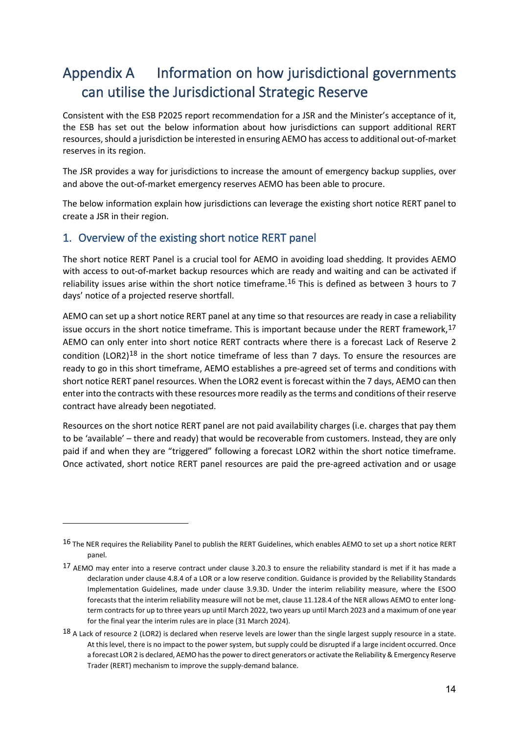# Appendix A Information on how jurisdictional governments can utilise the Jurisdictional Strategic Reserve

Consistent with the ESB P2025 report recommendation for a JSR and the Minister's acceptance of it, the ESB has set out the below information about how jurisdictions can support additional RERT resources, should a jurisdiction be interested in ensuring AEMO has access to additional out-of-market reserves in its region.

The JSR provides a way for jurisdictions to increase the amount of emergency backup supplies, over and above the out-of-market emergency reserves AEMO has been able to procure.

The below information explain how jurisdictions can leverage the existing short notice RERT panel to create a JSR in their region.

## 1. Overview of the existing short notice RERT panel

The short notice RERT Panel is a crucial tool for AEMO in avoiding load shedding. It provides AEMO with access to out-of-market backup resources which are ready and waiting and can be activated if reliability issues arise within the short notice timeframe.[16] This is defined as between 3 hours to 7 days' notice of a projected reserve shortfall.

AEMO can set up a short notice RERT panel at any time so that resources are ready in case a reliability issue occurs in the short notice timeframe. This is important because under the RERT framework,[17] AEMO can only enter into short notice RERT contracts where there is a forecast Lack of Reserve 2 condition (LOR2)[18] in the short notice timeframe of less than 7 days. To ensure the resources are ready to go in this short timeframe, AEMO establishes a pre-agreed set of terms and conditions with short notice RERT panel resources. When the LOR2 event is forecast within the 7 days, AEMO can then enter into the contracts with these resources more readily as the terms and conditions of their reserve contract have already been negotiated.

Resources on the short notice RERT panel are not paid availability charges (i.e. charges that pay them to be 'available' – there and ready) that would be recoverable from customers. Instead, they are only paid if and when they are "triggered" following a forecast LOR2 within the short notice timeframe. Once activated, short notice RERT panel resources are paid the pre-agreed activation and or usage

---

[16] The NER requires the Reliability Panel to publish the RERT Guidelines, which enables AEMO to set up a short notice RERT panel.

[17] AEMO may enter into a reserve contract under clause 3.20.3 to ensure the reliability standard is met if it has made a declaration under clause 4.8.4 of a LOR or a low reserve condition. Guidance is provided by the Reliability Standards Implementation Guidelines, made under clause 3.9.3D. Under the interim reliability measure, where the ESOO forecasts that the interim reliability measure will not be met, clause 11.128.4 of the NER allows AEMO to enter long-term contracts for up to three years up until March 2022, two years up until March 2023 and a maximum of one year for the final year the interim rules are in place (31 March 2024).

[18] A Lack of resource 2 (LOR2) is declared when reserve levels are lower than the single largest supply resource in a state. At this level, there is no impact to the power system, but supply could be disrupted if a large incident occurred. Once a forecast LOR 2 is declared, AEMO has the power to direct generators or activate the Reliability & Emergency Reserve Trader (RERT) mechanism to improve the supply-demand balance.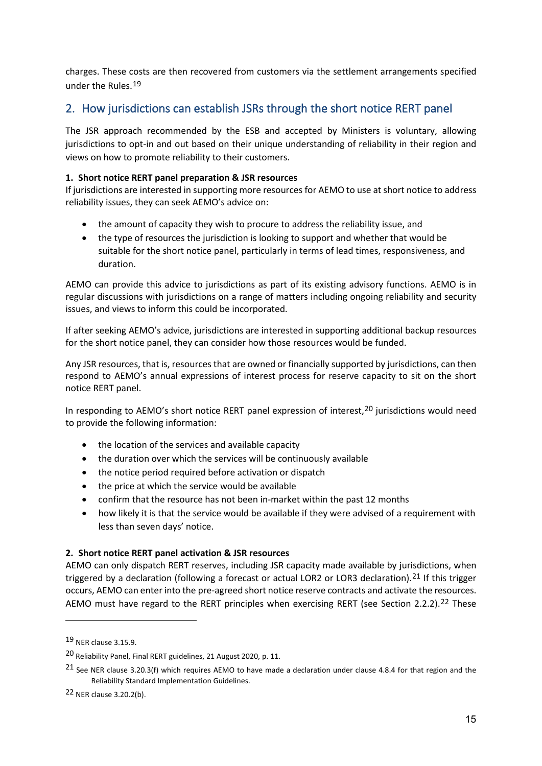charges. These costs are then recovered from customers via the settlement arrangements specified under the Rules.[19]

## 2. How jurisdictions can establish JSRs through the short notice RERT panel

The JSR approach recommended by the ESB and accepted by Ministers is voluntary, allowing jurisdictions to opt-in and out based on their unique understanding of reliability in their region and views on how to promote reliability to their customers.

**1. Short notice RERT panel preparation & JSR resources**

If jurisdictions are interested in supporting more resources for AEMO to use at short notice to address reliability issues, they can seek AEMO's advice on:

- the amount of capacity they wish to procure to address the reliability issue, and
- the type of resources the jurisdiction is looking to support and whether that would be suitable for the short notice panel, particularly in terms of lead times, responsiveness, and duration.

AEMO can provide this advice to jurisdictions as part of its existing advisory functions. AEMO is in regular discussions with jurisdictions on a range of matters including ongoing reliability and security issues, and views to inform this could be incorporated.

If after seeking AEMO's advice, jurisdictions are interested in supporting additional backup resources for the short notice panel, they can consider how those resources would be funded.

Any JSR resources, that is, resources that are owned or financially supported by jurisdictions, can then respond to AEMO's annual expressions of interest process for reserve capacity to sit on the short notice RERT panel.

In responding to AEMO's short notice RERT panel expression of interest,[20] jurisdictions would need to provide the following information:

- the location of the services and available capacity
- the duration over which the services will be continuously available
- the notice period required before activation or dispatch
- the price at which the service would be available
- confirm that the resource has not been in-market within the past 12 months
- how likely it is that the service would be available if they were advised of a requirement with less than seven days' notice.

**2. Short notice RERT panel activation & JSR resources**

AEMO can only dispatch RERT reserves, including JSR capacity made available by jurisdictions, when triggered by a declaration (following a forecast or actual LOR2 or LOR3 declaration).[21] If this trigger occurs, AEMO can enter into the pre-agreed short notice reserve contracts and activate the resources. AEMO must have regard to the RERT principles when exercising RERT (see Section 2.2.2).[22] These

---

[19] NER clause 3.15.9.

[20] Reliability Panel, Final RERT guidelines, 21 August 2020, p. 11.

[21] See NER clause 3.20.3(f) which requires AEMO to have made a declaration under clause 4.8.4 for that region and the Reliability Standard Implementation Guidelines.

[22] NER clause 3.20.2(b).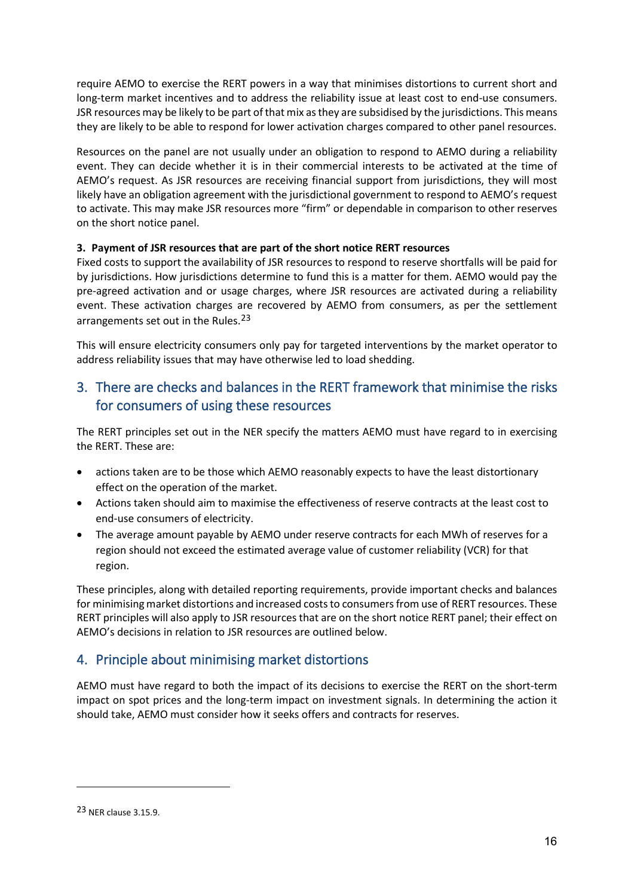require AEMO to exercise the RERT powers in a way that minimises distortions to current short and long-term market incentives and to address the reliability issue at least cost to end-use consumers. JSR resources may be likely to be part of that mix as they are subsidised by the jurisdictions. This means they are likely to be able to respond for lower activation charges compared to other panel resources.

Resources on the panel are not usually under an obligation to respond to AEMO during a reliability event. They can decide whether it is in their commercial interests to be activated at the time of AEMO's request. As JSR resources are receiving financial support from jurisdictions, they will most likely have an obligation agreement with the jurisdictional government to respond to AEMO's request to activate. This may make JSR resources more "firm" or dependable in comparison to other reserves on the short notice panel.

**3. Payment of JSR resources that are part of the short notice RERT resources**

Fixed costs to support the availability of JSR resources to respond to reserve shortfalls will be paid for by jurisdictions. How jurisdictions determine to fund this is a matter for them. AEMO would pay the pre-agreed activation and or usage charges, where JSR resources are activated during a reliability event. These activation charges are recovered by AEMO from consumers, as per the settlement arrangements set out in the Rules.[23]

This will ensure electricity consumers only pay for targeted interventions by the market operator to address reliability issues that may have otherwise led to load shedding.

## 3. There are checks and balances in the RERT framework that minimise the risks for consumers of using these resources

The RERT principles set out in the NER specify the matters AEMO must have regard to in exercising the RERT. These are:

- actions taken are to be those which AEMO reasonably expects to have the least distortionary effect on the operation of the market.
- Actions taken should aim to maximise the effectiveness of reserve contracts at the least cost to end-use consumers of electricity.
- The average amount payable by AEMO under reserve contracts for each MWh of reserves for a region should not exceed the estimated average value of customer reliability (VCR) for that region.

These principles, along with detailed reporting requirements, provide important checks and balances for minimising market distortions and increased costs to consumers from use of RERT resources. These RERT principles will also apply to JSR resources that are on the short notice RERT panel; their effect on AEMO's decisions in relation to JSR resources are outlined below.

## 4. Principle about minimising market distortions

AEMO must have regard to both the impact of its decisions to exercise the RERT on the short-term impact on spot prices and the long-term impact on investment signals. In determining the action it should take, AEMO must consider how it seeks offers and contracts for reserves.

---

[23] NER clause 3.15.9.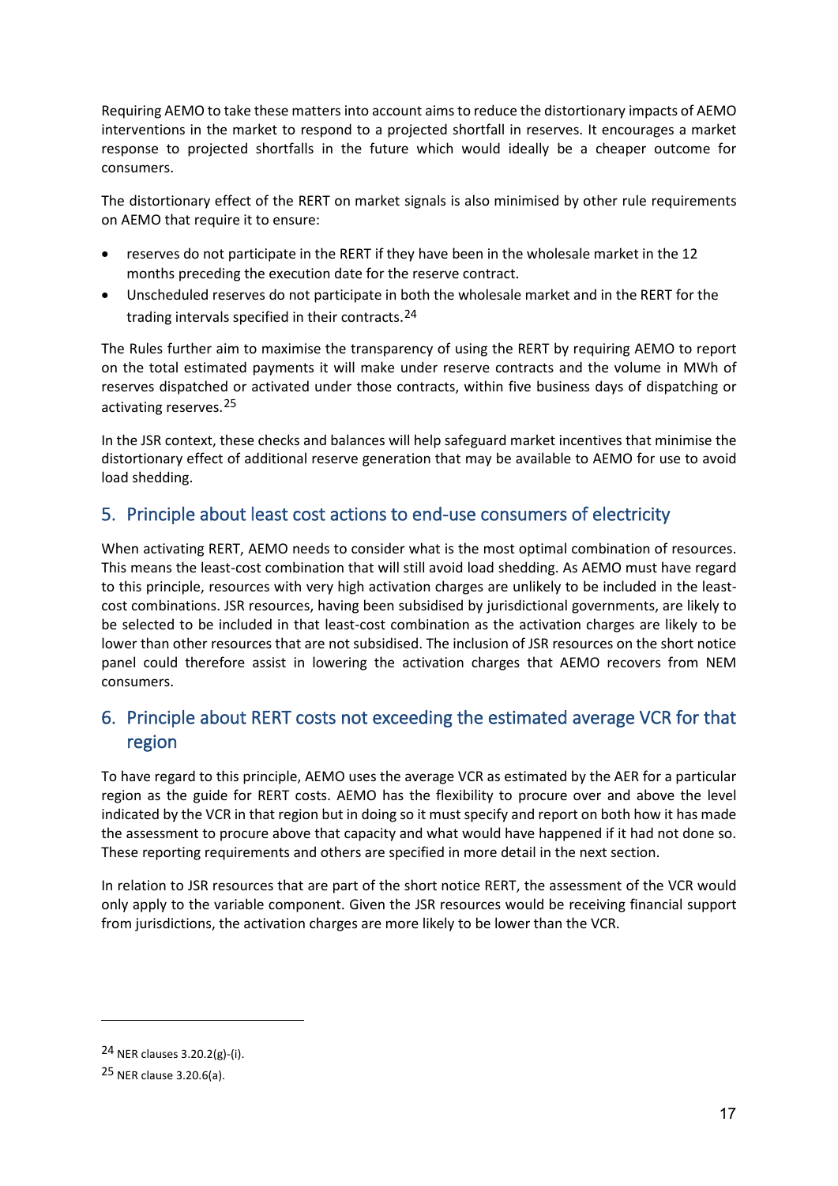Requiring AEMO to take these matters into account aims to reduce the distortionary impacts of AEMO interventions in the market to respond to a projected shortfall in reserves. It encourages a market response to projected shortfalls in the future which would ideally be a cheaper outcome for consumers.

The distortionary effect of the RERT on market signals is also minimised by other rule requirements on AEMO that require it to ensure:

- reserves do not participate in the RERT if they have been in the wholesale market in the 12 months preceding the execution date for the reserve contract.
- Unscheduled reserves do not participate in both the wholesale market and in the RERT for the trading intervals specified in their contracts.[24]

The Rules further aim to maximise the transparency of using the RERT by requiring AEMO to report on the total estimated payments it will make under reserve contracts and the volume in MWh of reserves dispatched or activated under those contracts, within five business days of dispatching or activating reserves.[25]

In the JSR context, these checks and balances will help safeguard market incentives that minimise the distortionary effect of additional reserve generation that may be available to AEMO for use to avoid load shedding.

## 5. Principle about least cost actions to end-use consumers of electricity

When activating RERT, AEMO needs to consider what is the most optimal combination of resources. This means the least-cost combination that will still avoid load shedding. As AEMO must have regard to this principle, resources with very high activation charges are unlikely to be included in the least-cost combinations. JSR resources, having been subsidised by jurisdictional governments, are likely to be selected to be included in that least-cost combination as the activation charges are likely to be lower than other resources that are not subsidised. The inclusion of JSR resources on the short notice panel could therefore assist in lowering the activation charges that AEMO recovers from NEM consumers.

## 6. Principle about RERT costs not exceeding the estimated average VCR for that region

To have regard to this principle, AEMO uses the average VCR as estimated by the AER for a particular region as the guide for RERT costs. AEMO has the flexibility to procure over and above the level indicated by the VCR in that region but in doing so it must specify and report on both how it has made the assessment to procure above that capacity and what would have happened if it had not done so. These reporting requirements and others are specified in more detail in the next section.

In relation to JSR resources that are part of the short notice RERT, the assessment of the VCR would only apply to the variable component. Given the JSR resources would be receiving financial support from jurisdictions, the activation charges are more likely to be lower than the VCR.

---

[24] NER clauses 3.20.2(g)-(i).

[25] NER clause 3.20.6(a).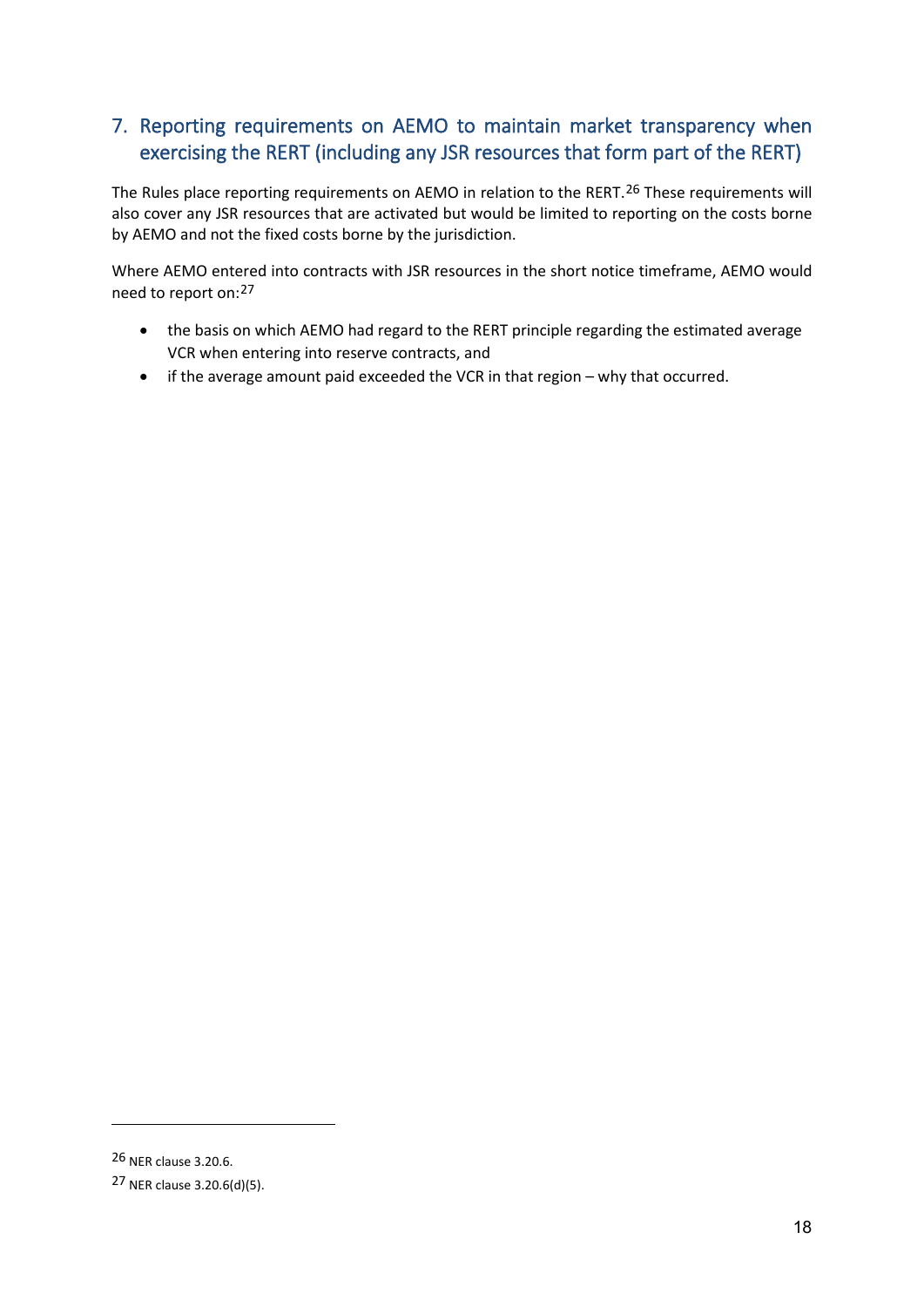## 7. Reporting requirements on AEMO to maintain market transparency when exercising the RERT (including any JSR resources that form part of the RERT)

The Rules place reporting requirements on AEMO in relation to the RERT.[26] These requirements will also cover any JSR resources that are activated but would be limited to reporting on the costs borne by AEMO and not the fixed costs borne by the jurisdiction.

Where AEMO entered into contracts with JSR resources in the short notice timeframe, AEMO would need to report on:[27]

- the basis on which AEMO had regard to the RERT principle regarding the estimated average VCR when entering into reserve contracts, and
- if the average amount paid exceeded the VCR in that region – why that occurred.

---

[26] NER clause 3.20.6.

[27] NER clause 3.20.6(d)(5).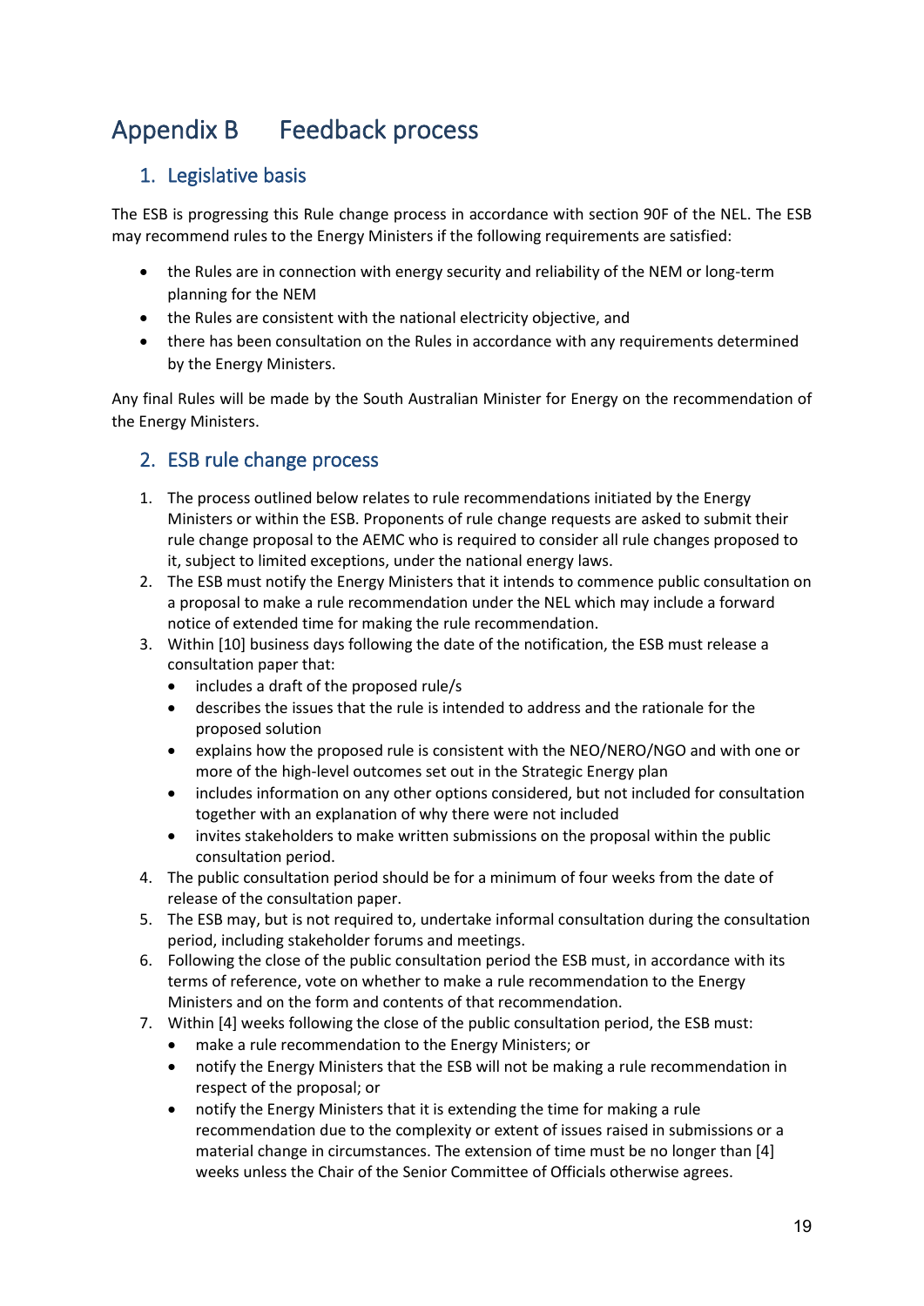# Appendix B Feedback process

## 1. Legislative basis

The ESB is progressing this Rule change process in accordance with section 90F of the NEL. The ESB may recommend rules to the Energy Ministers if the following requirements are satisfied:

- the Rules are in connection with energy security and reliability of the NEM or long-term planning for the NEM
- the Rules are consistent with the national electricity objective, and
- there has been consultation on the Rules in accordance with any requirements determined by the Energy Ministers.

Any final Rules will be made by the South Australian Minister for Energy on the recommendation of the Energy Ministers.

## 2. ESB rule change process

1. The process outlined below relates to rule recommendations initiated by the Energy Ministers or within the ESB. Proponents of rule change requests are asked to submit their rule change proposal to the AEMC who is required to consider all rule changes proposed to it, subject to limited exceptions, under the national energy laws.
2. The ESB must notify the Energy Ministers that it intends to commence public consultation on a proposal to make a rule recommendation under the NEL which may include a forward notice of extended time for making the rule recommendation.
3. Within [10] business days following the date of the notification, the ESB must release a consultation paper that:
   - includes a draft of the proposed rule/s
   - describes the issues that the rule is intended to address and the rationale for the proposed solution
   - explains how the proposed rule is consistent with the NEO/NERO/NGO and with one or more of the high-level outcomes set out in the Strategic Energy plan
   - includes information on any other options considered, but not included for consultation together with an explanation of why there were not included
   - invites stakeholders to make written submissions on the proposal within the public consultation period.
4. The public consultation period should be for a minimum of four weeks from the date of release of the consultation paper.
5. The ESB may, but is not required to, undertake informal consultation during the consultation period, including stakeholder forums and meetings.
6. Following the close of the public consultation period the ESB must, in accordance with its terms of reference, vote on whether to make a rule recommendation to the Energy Ministers and on the form and contents of that recommendation.
7. Within [4] weeks following the close of the public consultation period, the ESB must:
   - make a rule recommendation to the Energy Ministers; or
   - notify the Energy Ministers that the ESB will not be making a rule recommendation in respect of the proposal; or
   - notify the Energy Ministers that it is extending the time for making a rule recommendation due to the complexity or extent of issues raised in submissions or a material change in circumstances. The extension of time must be no longer than [4] weeks unless the Chair of the Senior Committee of Officials otherwise agrees.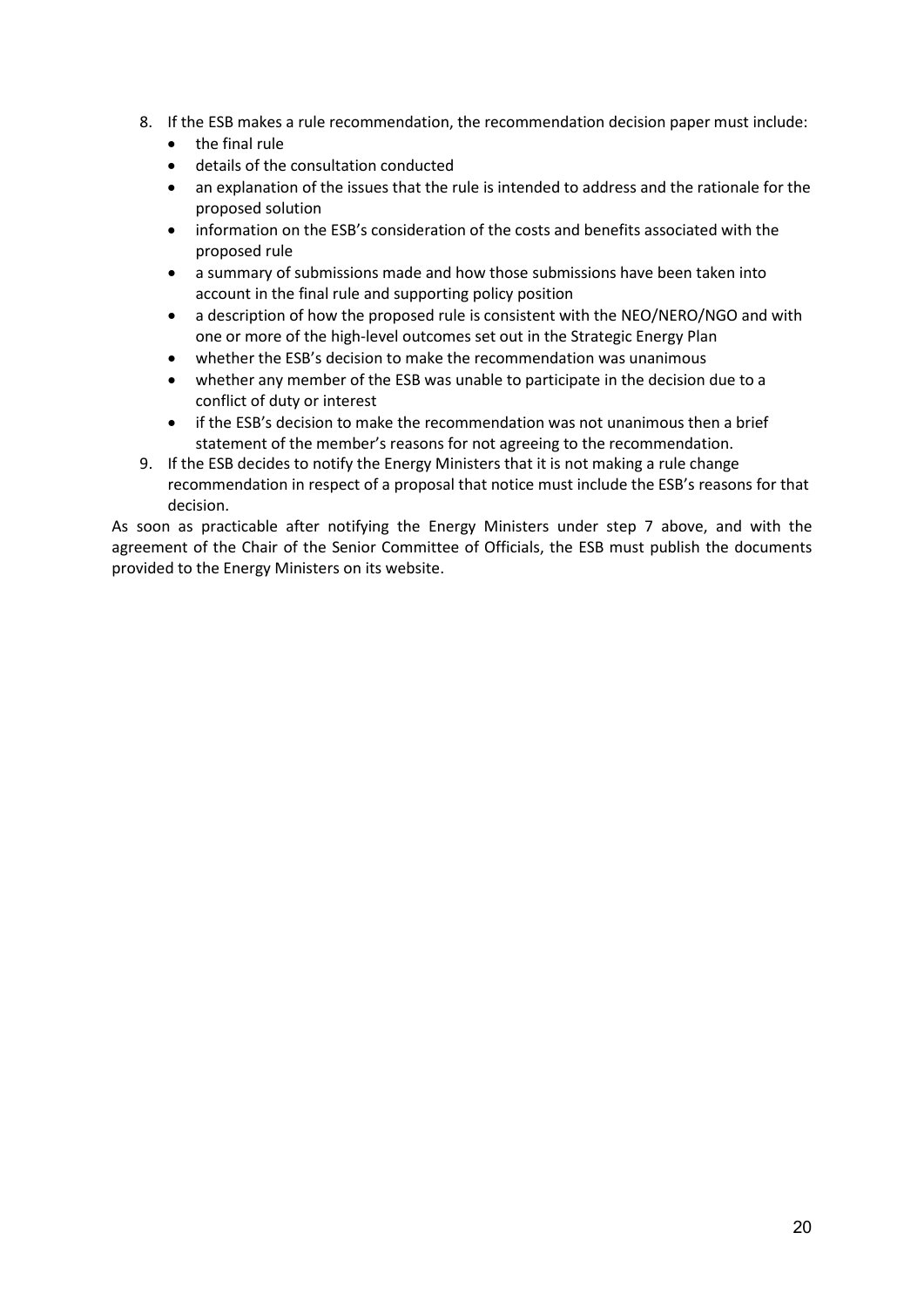8. If the ESB makes a rule recommendation, the recommendation decision paper must include:
   - the final rule
   - details of the consultation conducted
   - an explanation of the issues that the rule is intended to address and the rationale for the proposed solution
   - information on the ESB's consideration of the costs and benefits associated with the proposed rule
   - a summary of submissions made and how those submissions have been taken into account in the final rule and supporting policy position
   - a description of how the proposed rule is consistent with the NEO/NERO/NGO and with one or more of the high-level outcomes set out in the Strategic Energy Plan
   - whether the ESB's decision to make the recommendation was unanimous
   - whether any member of the ESB was unable to participate in the decision due to a conflict of duty or interest
   - if the ESB's decision to make the recommendation was not unanimous then a brief statement of the member's reasons for not agreeing to the recommendation.
9. If the ESB decides to notify the Energy Ministers that it is not making a rule change recommendation in respect of a proposal that notice must include the ESB's reasons for that decision.

As soon as practicable after notifying the Energy Ministers under step 7 above, and with the agreement of the Chair of the Senior Committee of Officials, the ESB must publish the documents provided to the Energy Ministers on its website.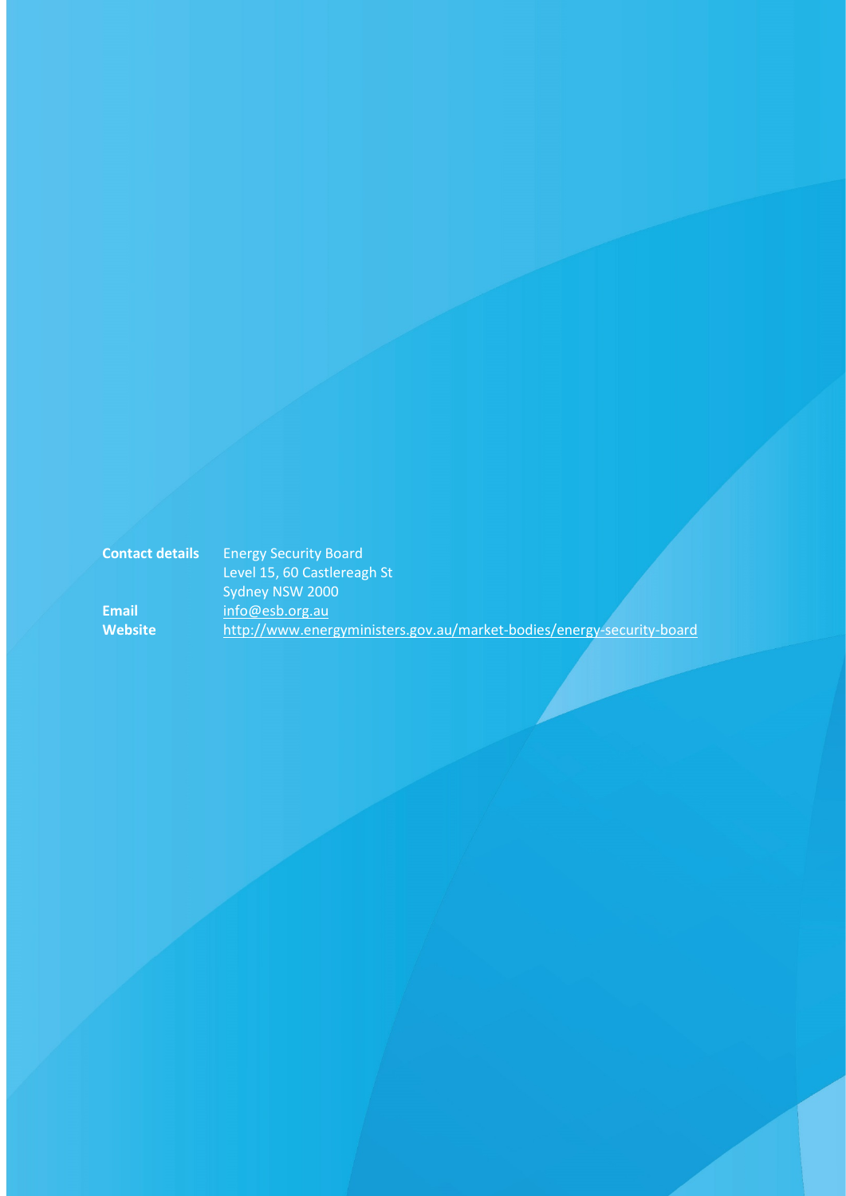| | |
|---|---|
| **Contact details** | Energy Security Board<br>Level 15, 60 Castlereagh St<br>Sydney NSW 2000 |
| **Email** | info@esb.org.au |
| **Website** | http://www.energyministers.gov.au/market-bodies/energy-security-board |